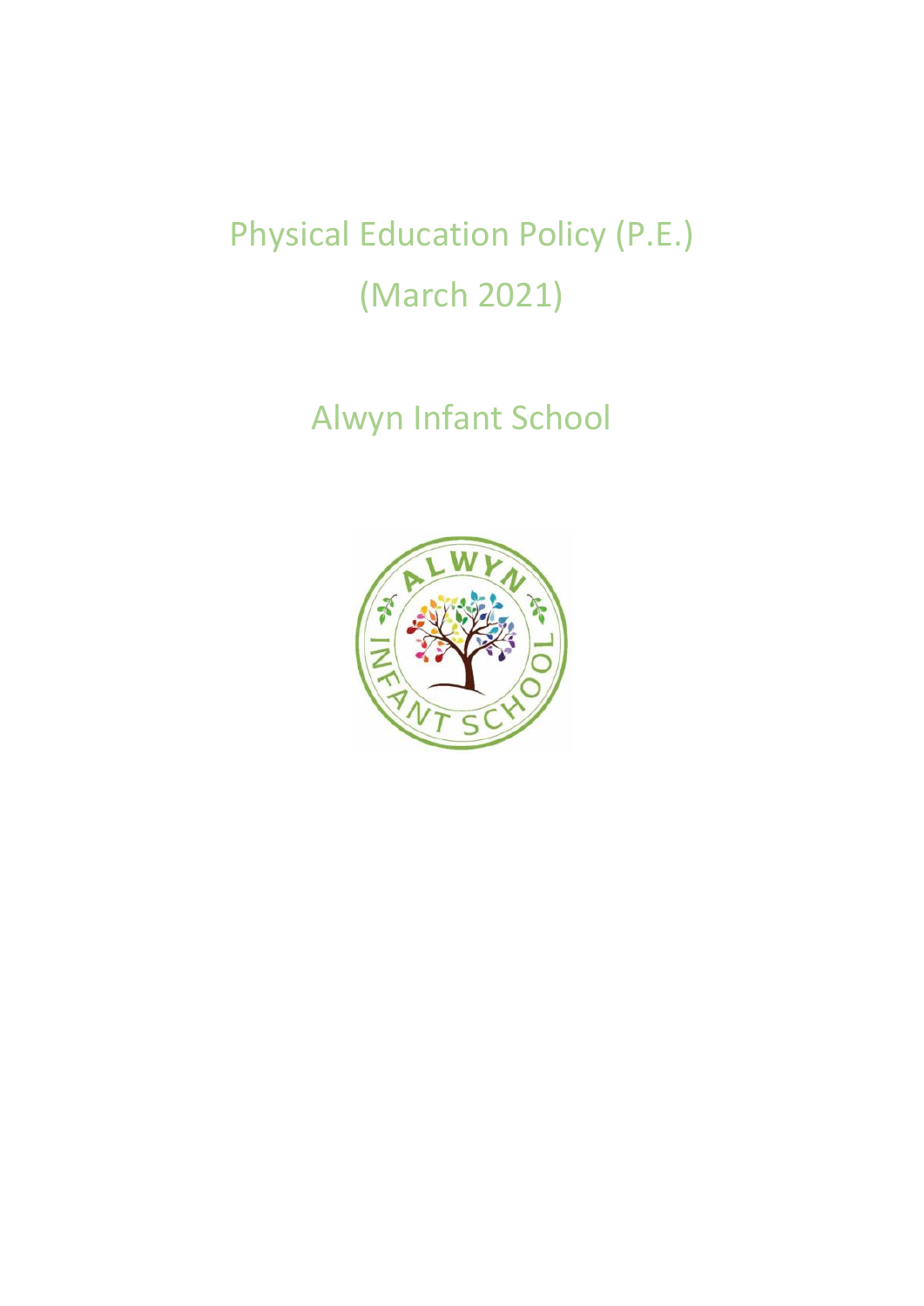# Physical Education Policy (P.E.)

# (March 2021)

## Alwyn Infant School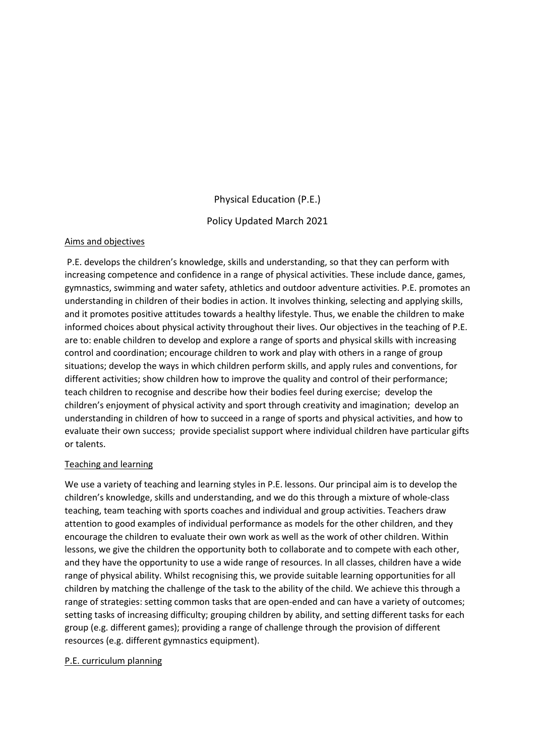Physical Education (P.E.)

Policy Updated March 2021

## Aims and objectives

P.E. develops the children's knowledge, skills and understanding, so that they can perform with increasing competence and confidence in a range of physical activities. These include dance, games, gymnastics, swimming and water safety, athletics and outdoor adventure activities. P.E. promotes an understanding in children of their bodies in action. It involves thinking, selecting and applying skills, and it promotes positive attitudes towards a healthy lifestyle. Thus, we enable the children to make informed choices about physical activity throughout their lives. Our objectives in the teaching of P.E. are to: enable children to develop and explore a range of sports and physical skills with increasing control and coordination; encourage children to work and play with others in a range of group situations; develop the ways in which children perform skills, and apply rules and conventions, for different activities; show children how to improve the quality and control of their performance; teach children to recognise and describe how their bodies feel during exercise; develop the children's enjoyment of physical activity and sport through creativity and imagination; develop an understanding in children of how to succeed in a range of sports and physical activities, and how to evaluate their own success; provide specialist support where individual children have particular gifts or talents.

## Teaching and learning

We use a variety of teaching and learning styles in P.E. lessons. Our principal aim is to develop the children's knowledge, skills and understanding, and we do this through a mixture of whole-class teaching, team teaching with sports coaches and individual and group activities. Teachers draw attention to good examples of individual performance as models for the other children, and they encourage the children to evaluate their own work as well as the work of other children. Within lessons, we give the children the opportunity both to collaborate and to compete with each other, and they have the opportunity to use a wide range of resources. In all classes, children have a wide range of physical ability. Whilst recognising this, we provide suitable learning opportunities for all children by matching the challenge of the task to the ability of the child. We achieve this through a range of strategies: setting common tasks that are open-ended and can have a variety of outcomes; setting tasks of increasing difficulty; grouping children by ability, and setting different tasks for each group (e.g. different games); providing a range of challenge through the provision of different resources (e.g. different gymnastics equipment).

## P.E. curriculum planning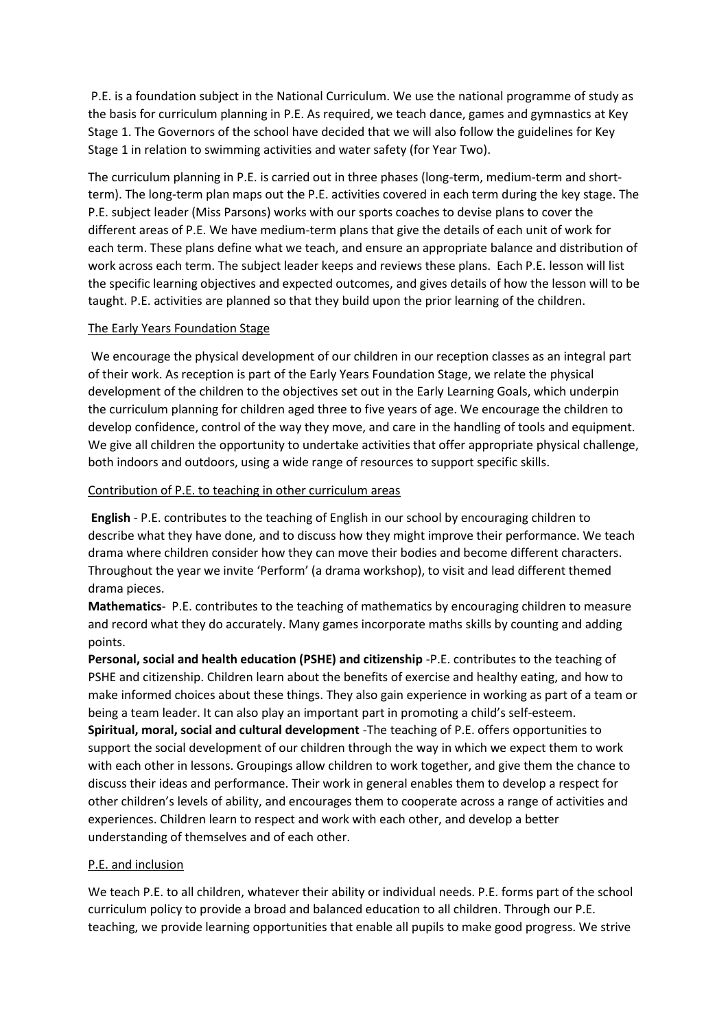P.E. is a foundation subject in the National Curriculum. We use the national programme of study as the basis for curriculum planning in P.E. As required, we teach dance, games and gymnastics at Key Stage 1. The Governors of the school have decided that we will also follow the guidelines for Key Stage 1 in relation to swimming activities and water safety (for Year Two).

The curriculum planning in P.E. is carried out in three phases (long-term, medium-term and short-term). The long-term plan maps out the P.E. activities covered in each term during the key stage. The P.E. subject leader (Miss Parsons) works with our sports coaches to devise plans to cover the different areas of P.E. We have medium-term plans that give the details of each unit of work for each term. These plans define what we teach, and ensure an appropriate balance and distribution of work across each term. The subject leader keeps and reviews these plans. Each P.E. lesson will list the specific learning objectives and expected outcomes, and gives details of how the lesson will to be taught. P.E. activities are planned so that they build upon the prior learning of the children.

## The Early Years Foundation Stage

We encourage the physical development of our children in our reception classes as an integral part of their work. As reception is part of the Early Years Foundation Stage, we relate the physical development of the children to the objectives set out in the Early Learning Goals, which underpin the curriculum planning for children aged three to five years of age. We encourage the children to develop confidence, control of the way they move, and care in the handling of tools and equipment. We give all children the opportunity to undertake activities that offer appropriate physical challenge, both indoors and outdoors, using a wide range of resources to support specific skills.

## Contribution of P.E. to teaching in other curriculum areas

**English** - P.E. contributes to the teaching of English in our school by encouraging children to describe what they have done, and to discuss how they might improve their performance. We teach drama where children consider how they can move their bodies and become different characters. Throughout the year we invite 'Perform' (a drama workshop), to visit and lead different themed drama pieces.

**Mathematics**- P.E. contributes to the teaching of mathematics by encouraging children to measure and record what they do accurately. Many games incorporate maths skills by counting and adding points.

**Personal, social and health education (PSHE) and citizenship** -P.E. contributes to the teaching of PSHE and citizenship. Children learn about the benefits of exercise and healthy eating, and how to make informed choices about these things. They also gain experience in working as part of a team or being a team leader. It can also play an important part in promoting a child's self-esteem.

**Spiritual, moral, social and cultural development** -The teaching of P.E. offers opportunities to support the social development of our children through the way in which we expect them to work with each other in lessons. Groupings allow children to work together, and give them the chance to discuss their ideas and performance. Their work in general enables them to develop a respect for other children's levels of ability, and encourages them to cooperate across a range of activities and experiences. Children learn to respect and work with each other, and develop a better understanding of themselves and of each other.

## P.E. and inclusion

We teach P.E. to all children, whatever their ability or individual needs. P.E. forms part of the school curriculum policy to provide a broad and balanced education to all children. Through our P.E. teaching, we provide learning opportunities that enable all pupils to make good progress. We strive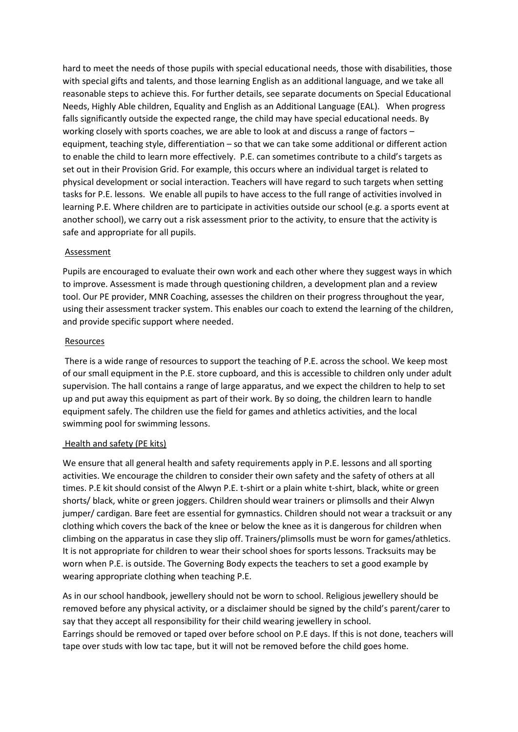hard to meet the needs of those pupils with special educational needs, those with disabilities, those with special gifts and talents, and those learning English as an additional language, and we take all reasonable steps to achieve this. For further details, see separate documents on Special Educational Needs, Highly Able children, Equality and English as an Additional Language (EAL). When progress falls significantly outside the expected range, the child may have special educational needs. By working closely with sports coaches, we are able to look at and discuss a range of factors – equipment, teaching style, differentiation – so that we can take some additional or different action to enable the child to learn more effectively. P.E. can sometimes contribute to a child's targets as set out in their Provision Grid. For example, this occurs where an individual target is related to physical development or social interaction. Teachers will have regard to such targets when setting tasks for P.E. lessons. We enable all pupils to have access to the full range of activities involved in learning P.E. Where children are to participate in activities outside our school (e.g. a sports event at another school), we carry out a risk assessment prior to the activity, to ensure that the activity is safe and appropriate for all pupils.

## Assessment

Pupils are encouraged to evaluate their own work and each other where they suggest ways in which to improve. Assessment is made through questioning children, a development plan and a review tool. Our PE provider, MNR Coaching, assesses the children on their progress throughout the year, using their assessment tracker system. This enables our coach to extend the learning of the children, and provide specific support where needed.

## Resources

There is a wide range of resources to support the teaching of P.E. across the school. We keep most of our small equipment in the P.E. store cupboard, and this is accessible to children only under adult supervision. The hall contains a range of large apparatus, and we expect the children to help to set up and put away this equipment as part of their work. By so doing, the children learn to handle equipment safely. The children use the field for games and athletics activities, and the local swimming pool for swimming lessons.

## Health and safety (PE kits)

We ensure that all general health and safety requirements apply in P.E. lessons and all sporting activities. We encourage the children to consider their own safety and the safety of others at all times. P.E kit should consist of the Alwyn P.E. t-shirt or a plain white t-shirt, black, white or green shorts/ black, white or green joggers. Children should wear trainers or plimsolls and their Alwyn jumper/ cardigan. Bare feet are essential for gymnastics. Children should not wear a tracksuit or any clothing which covers the back of the knee or below the knee as it is dangerous for children when climbing on the apparatus in case they slip off. Trainers/plimsolls must be worn for games/athletics. It is not appropriate for children to wear their school shoes for sports lessons. Tracksuits may be worn when P.E. is outside. The Governing Body expects the teachers to set a good example by wearing appropriate clothing when teaching P.E.

As in our school handbook, jewellery should not be worn to school. Religious jewellery should be removed before any physical activity, or a disclaimer should be signed by the child's parent/carer to say that they accept all responsibility for their child wearing jewellery in school.
Earrings should be removed or taped over before school on P.E days. If this is not done, teachers will tape over studs with low tac tape, but it will not be removed before the child goes home.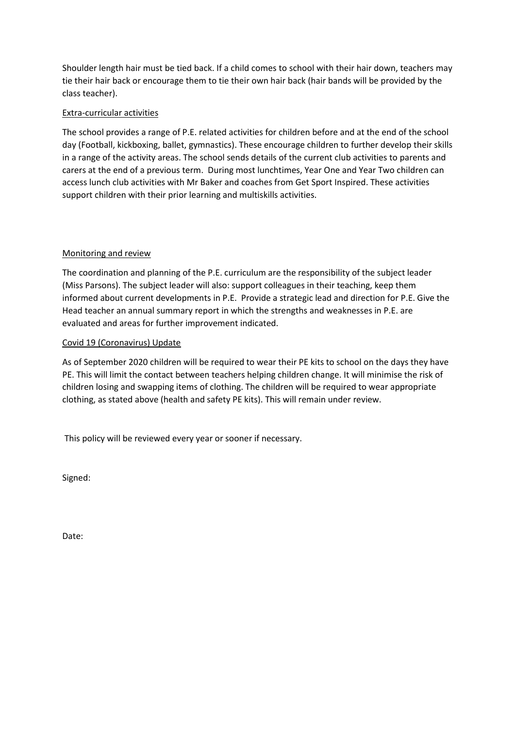Shoulder length hair must be tied back. If a child comes to school with their hair down, teachers may tie their hair back or encourage them to tie their own hair back (hair bands will be provided by the class teacher).

## Extra-curricular activities

The school provides a range of P.E. related activities for children before and at the end of the school day (Football, kickboxing, ballet, gymnastics). These encourage children to further develop their skills in a range of the activity areas. The school sends details of the current club activities to parents and carers at the end of a previous term. During most lunchtimes, Year One and Year Two children can access lunch club activities with Mr Baker and coaches from Get Sport Inspired. These activities support children with their prior learning and multiskills activities.

## Monitoring and review

The coordination and planning of the P.E. curriculum are the responsibility of the subject leader (Miss Parsons). The subject leader will also: support colleagues in their teaching, keep them informed about current developments in P.E. Provide a strategic lead and direction for P.E. Give the Head teacher an annual summary report in which the strengths and weaknesses in P.E. are evaluated and areas for further improvement indicated.

## Covid 19 (Coronavirus) Update

As of September 2020 children will be required to wear their PE kits to school on the days they have PE. This will limit the contact between teachers helping children change. It will minimise the risk of children losing and swapping items of clothing. The children will be required to wear appropriate clothing, as stated above (health and safety PE kits). This will remain under review.

This policy will be reviewed every year or sooner if necessary.

Signed:

Date: